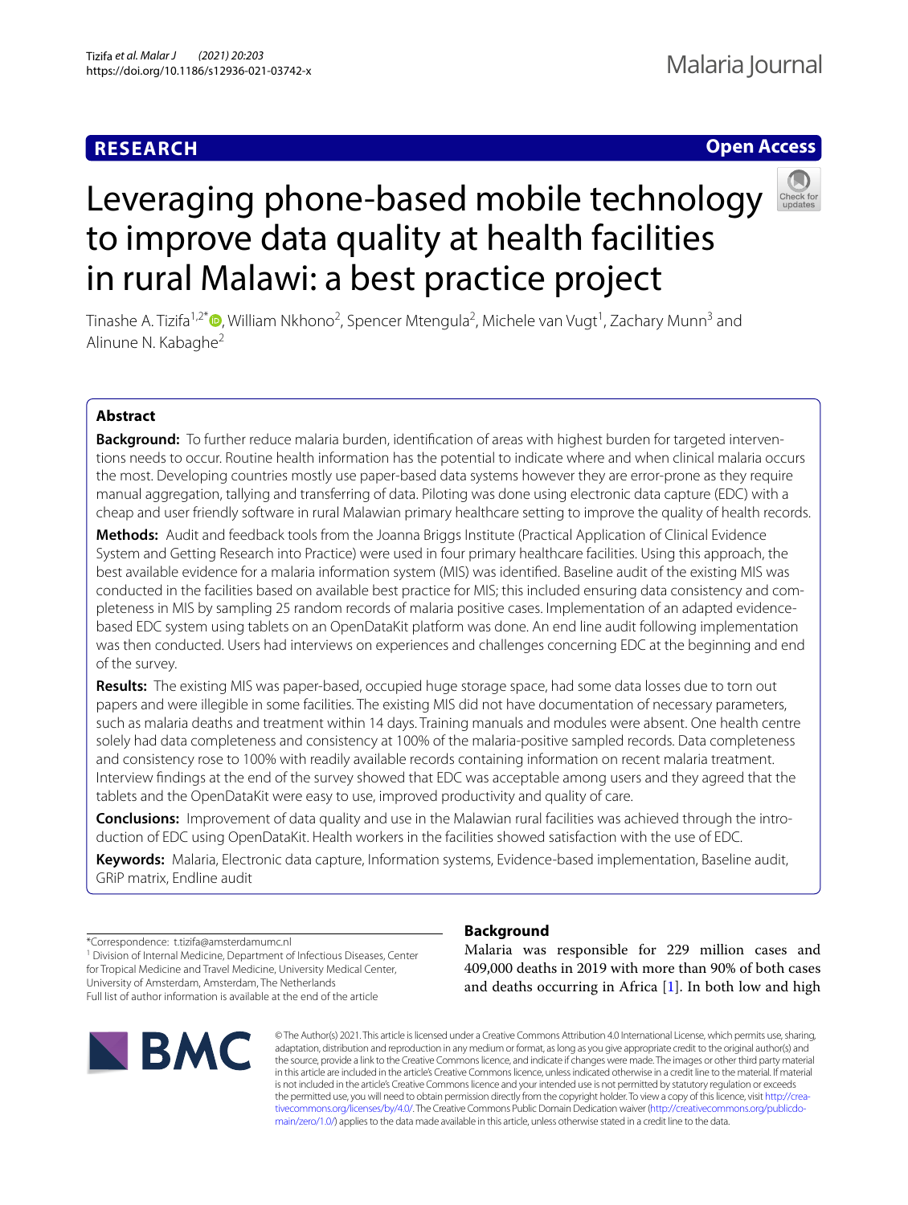**RESEARCH** **Open Access**

# Leveraging phone-based mobile technology to improve data quality at health facilities in rural Malawi: a best practice project

Tinashe A. Tizifa[1,2*], William Nkhono[2], Spencer Mtengula[2], Michele van Vugt[1], Zachary Munn[3] and Alinune N. Kabaghe[2]

## Abstract

**Background:** To further reduce malaria burden, identification of areas with highest burden for targeted interventions needs to occur. Routine health information has the potential to indicate where and when clinical malaria occurs the most. Developing countries mostly use paper-based data systems however they are error-prone as they require manual aggregation, tallying and transferring of data. Piloting was done using electronic data capture (EDC) with a cheap and user friendly software in rural Malawian primary healthcare setting to improve the quality of health records.

**Methods:** Audit and feedback tools from the Joanna Briggs Institute (Practical Application of Clinical Evidence System and Getting Research into Practice) were used in four primary healthcare facilities. Using this approach, the best available evidence for a malaria information system (MIS) was identified. Baseline audit of the existing MIS was conducted in the facilities based on available best practice for MIS; this included ensuring data consistency and completeness in MIS by sampling 25 random records of malaria positive cases. Implementation of an adapted evidence-based EDC system using tablets on an OpenDataKit platform was done. An end line audit following implementation was then conducted. Users had interviews on experiences and challenges concerning EDC at the beginning and end of the survey.

**Results:** The existing MIS was paper-based, occupied huge storage space, had some data losses due to torn out papers and were illegible in some facilities. The existing MIS did not have documentation of necessary parameters, such as malaria deaths and treatment within 14 days. Training manuals and modules were absent. One health centre solely had data completeness and consistency at 100% of the malaria-positive sampled records. Data completeness and consistency rose to 100% with readily available records containing information on recent malaria treatment. Interview findings at the end of the survey showed that EDC was acceptable among users and they agreed that the tablets and the OpenDataKit were easy to use, improved productivity and quality of care.

**Conclusions:** Improvement of data quality and use in the Malawian rural facilities was achieved through the introduction of EDC using OpenDataKit. Health workers in the facilities showed satisfaction with the use of EDC.

**Keywords:** Malaria, Electronic data capture, Information systems, Evidence-based implementation, Baseline audit, GRiP matrix, Endline audit

*Correspondence: t.tizifa@amsterdamumc.nl

[1] Division of Internal Medicine, Department of Infectious Diseases, Center for Tropical Medicine and Travel Medicine, University Medical Center, University of Amsterdam, Amsterdam, The Netherlands

Full list of author information is available at the end of the article

## Background

Malaria was responsible for 229 million cases and 409,000 deaths in 2019 with more than 90% of both cases and deaths occurring in Africa [1]. In both low and high

© The Author(s) 2021. This article is licensed under a Creative Commons Attribution 4.0 International License, which permits use, sharing, adaptation, distribution and reproduction in any medium or format, as long as you give appropriate credit to the original author(s) and the source, provide a link to the Creative Commons licence, and indicate if changes were made. The images or other third party material in this article are included in the article's Creative Commons licence, unless indicated otherwise in a credit line to the material. If material is not included in the article's Creative Commons licence and your intended use is not permitted by statutory regulation or exceeds the permitted use, you will need to obtain permission directly from the copyright holder. To view a copy of this licence, visit http://creativecommons.org/licenses/by/4.0/. The Creative Commons Public Domain Dedication waiver (http://creativecommons.org/publicdomain/zero/1.0/) applies to the data made available in this article, unless otherwise stated in a credit line to the data.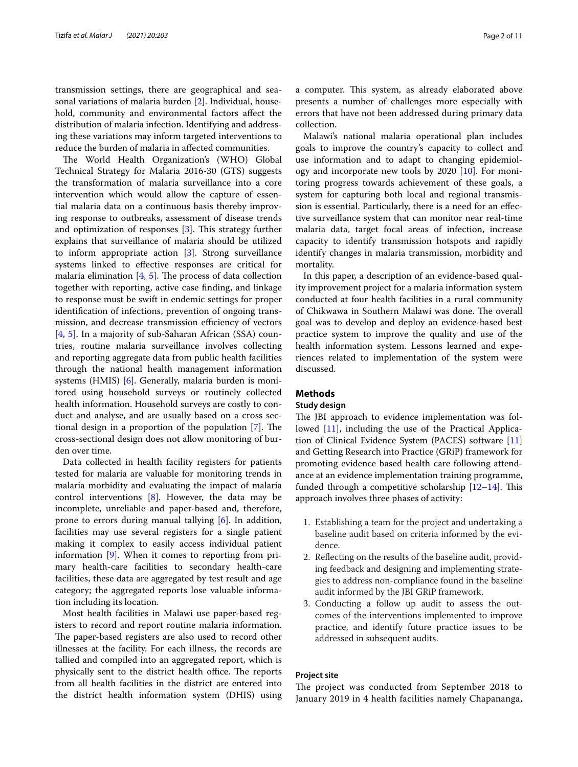transmission settings, there are geographical and seasonal variations of malaria burden [2]. Individual, household, community and environmental factors affect the distribution of malaria infection. Identifying and addressing these variations may inform targeted interventions to reduce the burden of malaria in affected communities.

The World Health Organization's (WHO) Global Technical Strategy for Malaria 2016-30 (GTS) suggests the transformation of malaria surveillance into a core intervention which would allow the capture of essential malaria data on a continuous basis thereby improving response to outbreaks, assessment of disease trends and optimization of responses [3]. This strategy further explains that surveillance of malaria should be utilized to inform appropriate action [3]. Strong surveillance systems linked to effective responses are critical for malaria elimination [4, 5]. The process of data collection together with reporting, active case finding, and linkage to response must be swift in endemic settings for proper identification of infections, prevention of ongoing transmission, and decrease transmission efficiency of vectors [4, 5]. In a majority of sub-Saharan African (SSA) countries, routine malaria surveillance involves collecting and reporting aggregate data from public health facilities through the national health management information systems (HMIS) [6]. Generally, malaria burden is monitored using household surveys or routinely collected health information. Household surveys are costly to conduct and analyse, and are usually based on a cross sectional design in a proportion of the population [7]. The cross-sectional design does not allow monitoring of burden over time.

Data collected in health facility registers for patients tested for malaria are valuable for monitoring trends in malaria morbidity and evaluating the impact of malaria control interventions [8]. However, the data may be incomplete, unreliable and paper-based and, therefore, prone to errors during manual tallying [6]. In addition, facilities may use several registers for a single patient making it complex to easily access individual patient information [9]. When it comes to reporting from primary health-care facilities to secondary health-care facilities, these data are aggregated by test result and age category; the aggregated reports lose valuable information including its location.

Most health facilities in Malawi use paper-based registers to record and report routine malaria information. The paper-based registers are also used to record other illnesses at the facility. For each illness, the records are tallied and compiled into an aggregated report, which is physically sent to the district health office. The reports from all health facilities in the district are entered into the district health information system (DHIS) using a computer. This system, as already elaborated above presents a number of challenges more especially with errors that have not been addressed during primary data collection.

Malawi's national malaria operational plan includes goals to improve the country's capacity to collect and use information and to adapt to changing epidemiology and incorporate new tools by 2020 [10]. For monitoring progress towards achievement of these goals, a system for capturing both local and regional transmission is essential. Particularly, there is a need for an effective surveillance system that can monitor near real-time malaria data, target focal areas of infection, increase capacity to identify transmission hotspots and rapidly identify changes in malaria transmission, morbidity and mortality.

In this paper, a description of an evidence-based quality improvement project for a malaria information system conducted at four health facilities in a rural community of Chikwawa in Southern Malawi was done. The overall goal was to develop and deploy an evidence-based best practice system to improve the quality and use of the health information system. Lessons learned and experiences related to implementation of the system were discussed.

## Methods

### Study design

The JBI approach to evidence implementation was followed [11], including the use of the Practical Application of Clinical Evidence System (PACES) software [11] and Getting Research into Practice (GRiP) framework for promoting evidence based health care following attendance at an evidence implementation training programme, funded through a competitive scholarship [12–14]. This approach involves three phases of activity:

1. Establishing a team for the project and undertaking a baseline audit based on criteria informed by the evidence.
2. Reflecting on the results of the baseline audit, providing feedback and designing and implementing strategies to address non-compliance found in the baseline audit informed by the JBI GRiP framework.
3. Conducting a follow up audit to assess the outcomes of the interventions implemented to improve practice, and identify future practice issues to be addressed in subsequent audits.

### Project site

The project was conducted from September 2018 to January 2019 in 4 health facilities namely Chapananga,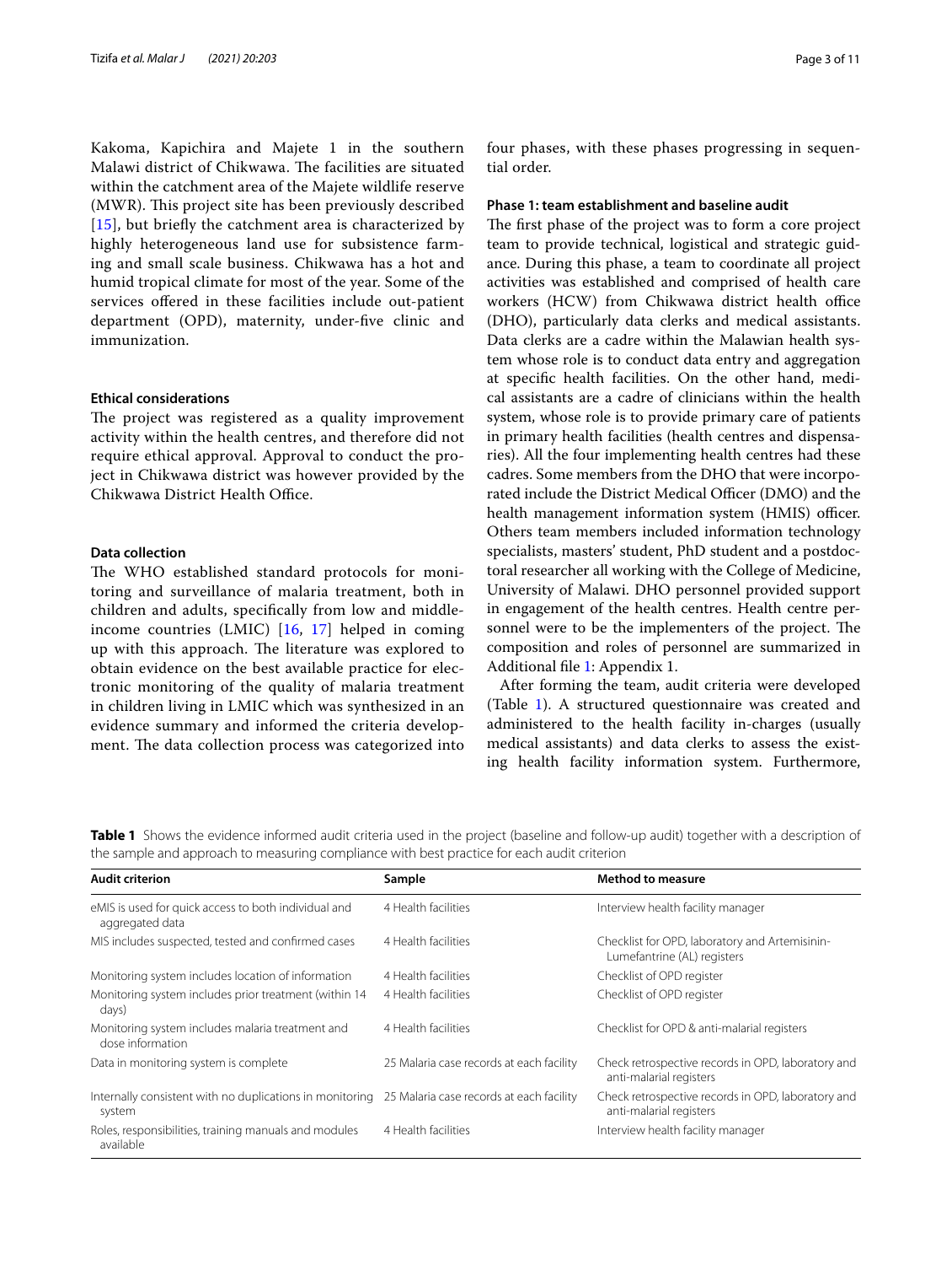Kakoma, Kapichira and Majete 1 in the southern Malawi district of Chikwawa. The facilities are situated within the catchment area of the Majete wildlife reserve (MWR). This project site has been previously described [15], but briefly the catchment area is characterized by highly heterogeneous land use for subsistence farming and small scale business. Chikwawa has a hot and humid tropical climate for most of the year. Some of the services offered in these facilities include out-patient department (OPD), maternity, under-five clinic and immunization.

### Ethical considerations

The project was registered as a quality improvement activity within the health centres, and therefore did not require ethical approval. Approval to conduct the project in Chikwawa district was however provided by the Chikwawa District Health Office.

### Data collection

The WHO established standard protocols for monitoring and surveillance of malaria treatment, both in children and adults, specifically from low and middle-income countries (LMIC) [16, 17] helped in coming up with this approach. The literature was explored to obtain evidence on the best available practice for electronic monitoring of the quality of malaria treatment in children living in LMIC which was synthesized in an evidence summary and informed the criteria development. The data collection process was categorized into four phases, with these phases progressing in sequential order.

### Phase 1: team establishment and baseline audit

The first phase of the project was to form a core project team to provide technical, logistical and strategic guidance. During this phase, a team to coordinate all project activities was established and comprised of health care workers (HCW) from Chikwawa district health office (DHO), particularly data clerks and medical assistants. Data clerks are a cadre within the Malawian health system whose role is to conduct data entry and aggregation at specific health facilities. On the other hand, medical assistants are a cadre of clinicians within the health system, whose role is to provide primary care of patients in primary health facilities (health centres and dispensaries). All the four implementing health centres had these cadres. Some members from the DHO that were incorporated include the District Medical Officer (DMO) and the health management information system (HMIS) officer. Others team members included information technology specialists, masters' student, PhD student and a postdoctoral researcher all working with the College of Medicine, University of Malawi. DHO personnel provided support in engagement of the health centres. Health centre personnel were to be the implementers of the project. The composition and roles of personnel are summarized in Additional file 1: Appendix 1.

After forming the team, audit criteria were developed (Table 1). A structured questionnaire was created and administered to the health facility in-charges (usually medical assistants) and data clerks to assess the existing health facility information system. Furthermore,

**Table 1** Shows the evidence informed audit criteria used in the project (baseline and follow-up audit) together with a description of the sample and approach to measuring compliance with best practice for each audit criterion

| Audit criterion | Sample | Method to measure |
|---|---|---|
| eMIS is used for quick access to both individual and aggregated data | 4 Health facilities | Interview health facility manager |
| MIS includes suspected, tested and confirmed cases | 4 Health facilities | Checklist for OPD, laboratory and Artemisinin-Lumefantrine (AL) registers |
| Monitoring system includes location of information | 4 Health facilities | Checklist of OPD register |
| Monitoring system includes prior treatment (within 14 days) | 4 Health facilities | Checklist of OPD register |
| Monitoring system includes malaria treatment and dose information | 4 Health facilities | Checklist for OPD & anti-malarial registers |
| Data in monitoring system is complete | 25 Malaria case records at each facility | Check retrospective records in OPD, laboratory and anti-malarial registers |
| Internally consistent with no duplications in monitoring system | 25 Malaria case records at each facility | Check retrospective records in OPD, laboratory and anti-malarial registers |
| Roles, responsibilities, training manuals and modules available | 4 Health facilities | Interview health facility manager |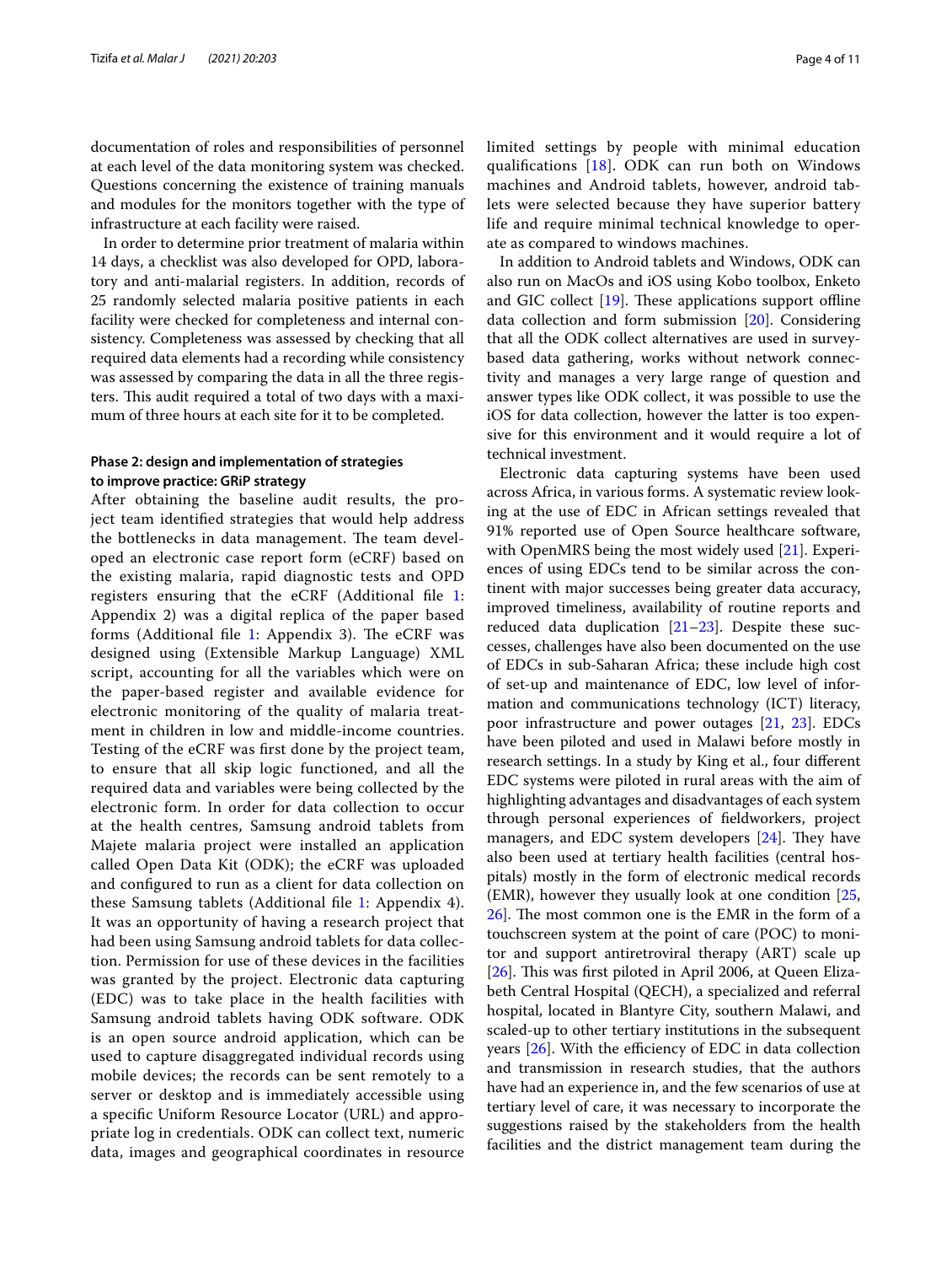documentation of roles and responsibilities of personnel at each level of the data monitoring system was checked. Questions concerning the existence of training manuals and modules for the monitors together with the type of infrastructure at each facility were raised.

In order to determine prior treatment of malaria within 14 days, a checklist was also developed for OPD, laboratory and anti-malarial registers. In addition, records of 25 randomly selected malaria positive patients in each facility were checked for completeness and internal consistency. Completeness was assessed by checking that all required data elements had a recording while consistency was assessed by comparing the data in all the three registers. This audit required a total of two days with a maximum of three hours at each site for it to be completed.

### Phase 2: design and implementation of strategies to improve practice: GRiP strategy

After obtaining the baseline audit results, the project team identified strategies that would help address the bottlenecks in data management. The team developed an electronic case report form (eCRF) based on the existing malaria, rapid diagnostic tests and OPD registers ensuring that the eCRF (Additional file 1: Appendix 2) was a digital replica of the paper based forms (Additional file 1: Appendix 3). The eCRF was designed using (Extensible Markup Language) XML script, accounting for all the variables which were on the paper-based register and available evidence for electronic monitoring of the quality of malaria treatment in children in low and middle-income countries. Testing of the eCRF was first done by the project team, to ensure that all skip logic functioned, and all the required data and variables were being collected by the electronic form. In order for data collection to occur at the health centres, Samsung android tablets from Majete malaria project were installed an application called Open Data Kit (ODK); the eCRF was uploaded and configured to run as a client for data collection on these Samsung tablets (Additional file 1: Appendix 4). It was an opportunity of having a research project that had been using Samsung android tablets for data collection. Permission for use of these devices in the facilities was granted by the project. Electronic data capturing (EDC) was to take place in the health facilities with Samsung android tablets having ODK software. ODK is an open source android application, which can be used to capture disaggregated individual records using mobile devices; the records can be sent remotely to a server or desktop and is immediately accessible using a specific Uniform Resource Locator (URL) and appropriate log in credentials. ODK can collect text, numeric data, images and geographical coordinates in resource limited settings by people with minimal education qualifications [18]. ODK can run both on Windows machines and Android tablets, however, android tablets were selected because they have superior battery life and require minimal technical knowledge to operate as compared to windows machines.

In addition to Android tablets and Windows, ODK can also run on MacOs and iOS using Kobo toolbox, Enketo and GIC collect [19]. These applications support offline data collection and form submission [20]. Considering that all the ODK collect alternatives are used in survey-based data gathering, works without network connectivity and manages a very large range of question and answer types like ODK collect, it was possible to use the iOS for data collection, however the latter is too expensive for this environment and it would require a lot of technical investment.

Electronic data capturing systems have been used across Africa, in various forms. A systematic review looking at the use of EDC in African settings revealed that 91% reported use of Open Source healthcare software, with OpenMRS being the most widely used [21]. Experiences of using EDCs tend to be similar across the continent with major successes being greater data accuracy, improved timeliness, availability of routine reports and reduced data duplication [21–23]. Despite these successes, challenges have also been documented on the use of EDCs in sub-Saharan Africa; these include high cost of set-up and maintenance of EDC, low level of information and communications technology (ICT) literacy, poor infrastructure and power outages [21, 23]. EDCs have been piloted and used in Malawi before mostly in research settings. In a study by King et al., four different EDC systems were piloted in rural areas with the aim of highlighting advantages and disadvantages of each system through personal experiences of fieldworkers, project managers, and EDC system developers [24]. They have also been used at tertiary health facilities (central hospitals) mostly in the form of electronic medical records (EMR), however they usually look at one condition [25, 26]. The most common one is the EMR in the form of a touchscreen system at the point of care (POC) to monitor and support antiretroviral therapy (ART) scale up [26]. This was first piloted in April 2006, at Queen Elizabeth Central Hospital (QECH), a specialized and referral hospital, located in Blantyre City, southern Malawi, and scaled-up to other tertiary institutions in the subsequent years [26]. With the efficiency of EDC in data collection and transmission in research studies, that the authors have had an experience in, and the few scenarios of use at tertiary level of care, it was necessary to incorporate the suggestions raised by the stakeholders from the health facilities and the district management team during the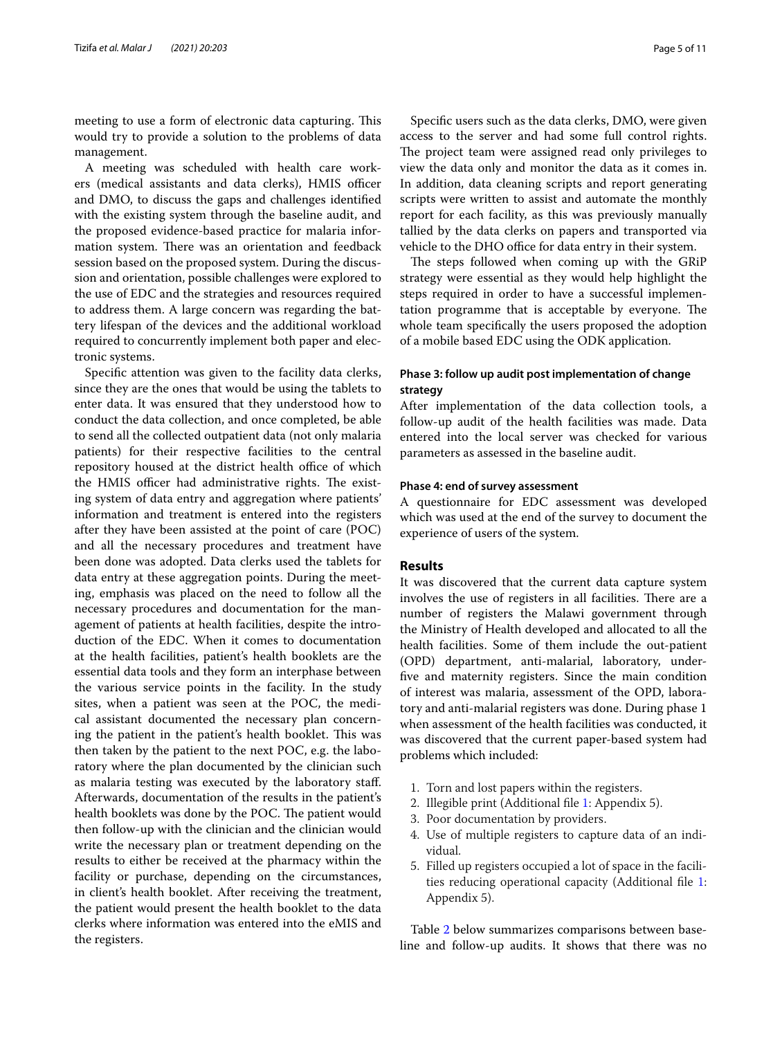meeting to use a form of electronic data capturing. This would try to provide a solution to the problems of data management.

A meeting was scheduled with health care workers (medical assistants and data clerks), HMIS officer and DMO, to discuss the gaps and challenges identified with the existing system through the baseline audit, and the proposed evidence-based practice for malaria information system. There was an orientation and feedback session based on the proposed system. During the discussion and orientation, possible challenges were explored to the use of EDC and the strategies and resources required to address them. A large concern was regarding the battery lifespan of the devices and the additional workload required to concurrently implement both paper and electronic systems.

Specific attention was given to the facility data clerks, since they are the ones that would be using the tablets to enter data. It was ensured that they understood how to conduct the data collection, and once completed, be able to send all the collected outpatient data (not only malaria patients) for their respective facilities to the central repository housed at the district health office of which the HMIS officer had administrative rights. The existing system of data entry and aggregation where patients' information and treatment is entered into the registers after they have been assisted at the point of care (POC) and all the necessary procedures and treatment have been done was adopted. Data clerks used the tablets for data entry at these aggregation points. During the meeting, emphasis was placed on the need to follow all the necessary procedures and documentation for the management of patients at health facilities, despite the introduction of the EDC. When it comes to documentation at the health facilities, patient's health booklets are the essential data tools and they form an interphase between the various service points in the facility. In the study sites, when a patient was seen at the POC, the medical assistant documented the necessary plan concerning the patient in the patient's health booklet. This was then taken by the patient to the next POC, e.g. the laboratory where the plan documented by the clinician such as malaria testing was executed by the laboratory staff. Afterwards, documentation of the results in the patient's health booklets was done by the POC. The patient would then follow-up with the clinician and the clinician would write the necessary plan or treatment depending on the results to either be received at the pharmacy within the facility or purchase, depending on the circumstances, in client's health booklet. After receiving the treatment, the patient would present the health booklet to the data clerks where information was entered into the eMIS and the registers.

Specific users such as the data clerks, DMO, were given access to the server and had some full control rights. The project team were assigned read only privileges to view the data only and monitor the data as it comes in. In addition, data cleaning scripts and report generating scripts were written to assist and automate the monthly report for each facility, as this was previously manually tallied by the data clerks on papers and transported via vehicle to the DHO office for data entry in their system.

The steps followed when coming up with the GRiP strategy were essential as they would help highlight the steps required in order to have a successful implementation programme that is acceptable by everyone. The whole team specifically the users proposed the adoption of a mobile based EDC using the ODK application.

### Phase 3: follow up audit post implementation of change strategy

After implementation of the data collection tools, a follow-up audit of the health facilities was made. Data entered into the local server was checked for various parameters as assessed in the baseline audit.

### Phase 4: end of survey assessment

A questionnaire for EDC assessment was developed which was used at the end of the survey to document the experience of users of the system.

## Results

It was discovered that the current data capture system involves the use of registers in all facilities. There are a number of registers the Malawi government through the Ministry of Health developed and allocated to all the health facilities. Some of them include the out-patient (OPD) department, anti-malarial, laboratory, under-five and maternity registers. Since the main condition of interest was malaria, assessment of the OPD, laboratory and anti-malarial registers was done. During phase 1 when assessment of the health facilities was conducted, it was discovered that the current paper-based system had problems which included:

1. Torn and lost papers within the registers.
2. Illegible print (Additional file 1: Appendix 5).
3. Poor documentation by providers.
4. Use of multiple registers to capture data of an individual.
5. Filled up registers occupied a lot of space in the facilities reducing operational capacity (Additional file 1: Appendix 5).

Table 2 below summarizes comparisons between baseline and follow-up audits. It shows that there was no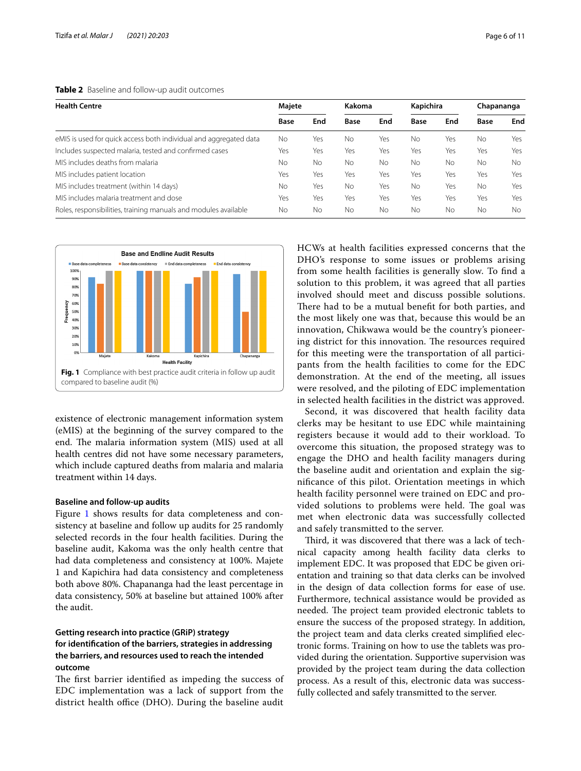**Table 2** Baseline and follow-up audit outcomes

| Health Centre | Majete | | Kakoma | | Kapichira | | Chapananga | |
|---|---|---|---|---|---|---|---|---|
| | Base | End | Base | End | Base | End | Base | End |
| eMIS is used for quick access both individual and aggregated data | No | Yes | No | Yes | No | Yes | No | Yes |
| Includes suspected malaria, tested and confirmed cases | Yes | Yes | Yes | Yes | Yes | Yes | Yes | Yes |
| MIS includes deaths from malaria | No | No | No | No | No | No | No | No |
| MIS includes patient location | Yes | Yes | Yes | Yes | Yes | Yes | Yes | Yes |
| MIS includes treatment (within 14 days) | No | Yes | No | Yes | No | Yes | No | Yes |
| MIS includes malaria treatment and dose | Yes | Yes | Yes | Yes | Yes | Yes | Yes | Yes |
| Roles, responsibilities, training manuals and modules available | No | No | No | No | No | No | No | No |

**Fig. 1** Compliance with best practice audit criteria in follow up audit compared to baseline audit (%)

existence of electronic management information system (eMIS) at the beginning of the survey compared to the end. The malaria information system (MIS) used at all health centres did not have some necessary parameters, which include captured deaths from malaria and malaria treatment within 14 days.

#### Baseline and follow-up audits

Figure 1 shows results for data completeness and consistency at baseline and follow up audits for 25 randomly selected records in the four health facilities. During the baseline audit, Kakoma was the only health centre that had data completeness and consistency at 100%. Majete 1 and Kapichira had data consistency and completeness both above 80%. Chapananga had the least percentage in data consistency, 50% at baseline but attained 100% after the audit.

#### Getting research into practice (GRiP) strategy for identification of the barriers, strategies in addressing the barriers, and resources used to reach the intended outcome

The first barrier identified as impeding the success of EDC implementation was a lack of support from the district health office (DHO). During the baseline audit HCWs at health facilities expressed concerns that the DHO's response to some issues or problems arising from some health facilities is generally slow. To find a solution to this problem, it was agreed that all parties involved should meet and discuss possible solutions. There had to be a mutual benefit for both parties, and the most likely one was that, because this would be an innovation, Chikwawa would be the country's pioneering district for this innovation. The resources required for this meeting were the transportation of all participants from the health facilities to come for the EDC demonstration. At the end of the meeting, all issues were resolved, and the piloting of EDC implementation in selected health facilities in the district was approved.

Second, it was discovered that health facility data clerks may be hesitant to use EDC while maintaining registers because it would add to their workload. To overcome this situation, the proposed strategy was to engage the DHO and health facility managers during the baseline audit and orientation and explain the significance of this pilot. Orientation meetings in which health facility personnel were trained on EDC and provided solutions to problems were held. The goal was met when electronic data was successfully collected and safely transmitted to the server.

Third, it was discovered that there was a lack of technical capacity among health facility data clerks to implement EDC. It was proposed that EDC be given orientation and training so that data clerks can be involved in the design of data collection forms for ease of use. Furthermore, technical assistance would be provided as needed. The project team provided electronic tablets to ensure the success of the proposed strategy. In addition, the project team and data clerks created simplified electronic forms. Training on how to use the tablets was provided during the orientation. Supportive supervision was provided by the project team during the data collection process. As a result of this, electronic data was successfully collected and safely transmitted to the server.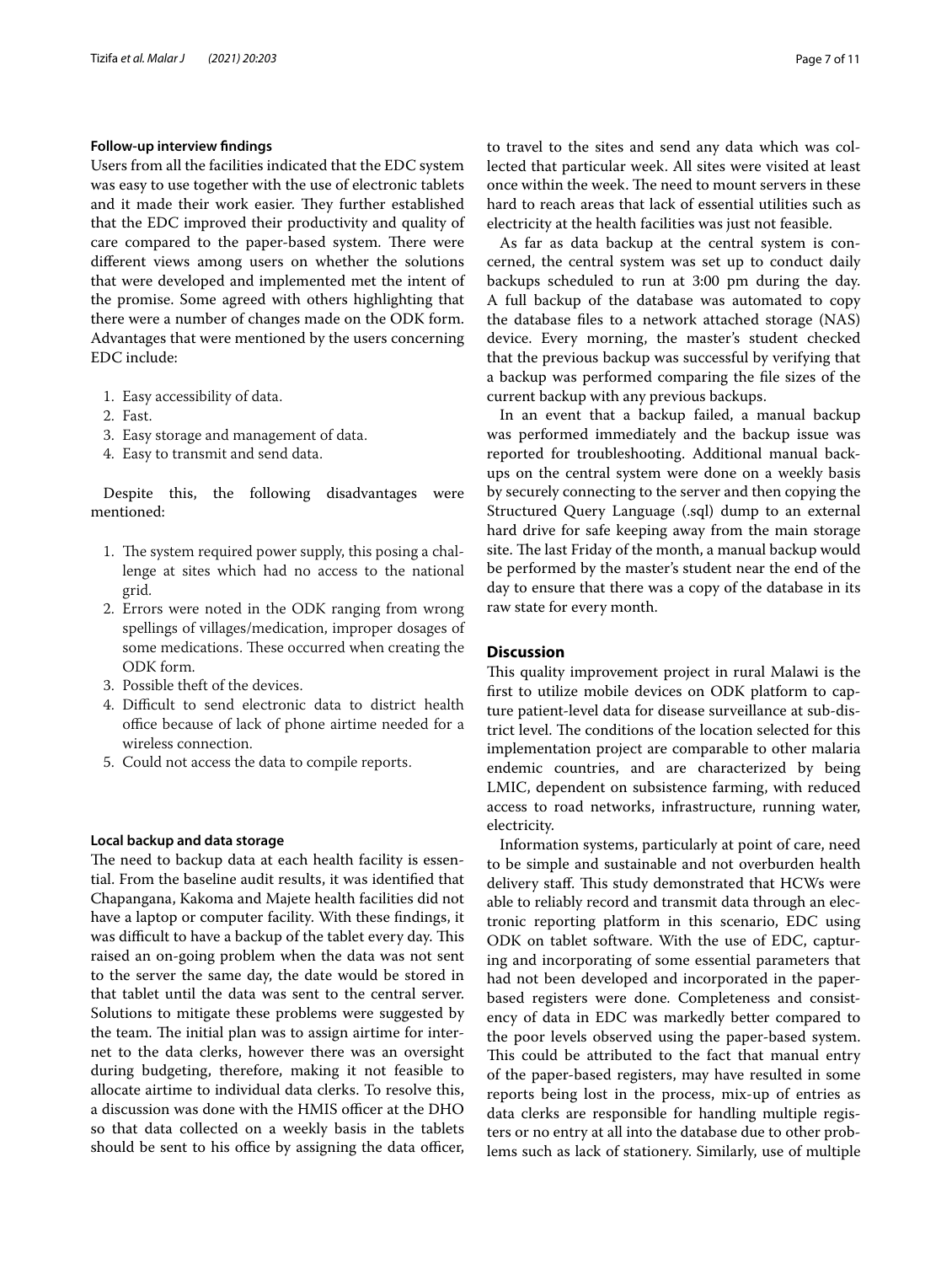### Follow-up interview findings

Users from all the facilities indicated that the EDC system was easy to use together with the use of electronic tablets and it made their work easier. They further established that the EDC improved their productivity and quality of care compared to the paper-based system. There were different views among users on whether the solutions that were developed and implemented met the intent of the promise. Some agreed with others highlighting that there were a number of changes made on the ODK form. Advantages that were mentioned by the users concerning EDC include:

1. Easy accessibility of data.
2. Fast.
3. Easy storage and management of data.
4. Easy to transmit and send data.

Despite this, the following disadvantages were mentioned:

1. The system required power supply, this posing a challenge at sites which had no access to the national grid.
2. Errors were noted in the ODK ranging from wrong spellings of villages/medication, improper dosages of some medications. These occurred when creating the ODK form.
3. Possible theft of the devices.
4. Difficult to send electronic data to district health office because of lack of phone airtime needed for a wireless connection.
5. Could not access the data to compile reports.

### Local backup and data storage

The need to backup data at each health facility is essential. From the baseline audit results, it was identified that Chapangana, Kakoma and Majete health facilities did not have a laptop or computer facility. With these findings, it was difficult to have a backup of the tablet every day. This raised an on-going problem when the data was not sent to the server the same day, the date would be stored in that tablet until the data was sent to the central server. Solutions to mitigate these problems were suggested by the team. The initial plan was to assign airtime for internet to the data clerks, however there was an oversight during budgeting, therefore, making it not feasible to allocate airtime to individual data clerks. To resolve this, a discussion was done with the HMIS officer at the DHO so that data collected on a weekly basis in the tablets should be sent to his office by assigning the data officer, to travel to the sites and send any data which was collected that particular week. All sites were visited at least once within the week. The need to mount servers in these hard to reach areas that lack of essential utilities such as electricity at the health facilities was just not feasible.

As far as data backup at the central system is concerned, the central system was set up to conduct daily backups scheduled to run at 3:00 pm during the day. A full backup of the database was automated to copy the database files to a network attached storage (NAS) device. Every morning, the master's student checked that the previous backup was successful by verifying that a backup was performed comparing the file sizes of the current backup with any previous backups.

In an event that a backup failed, a manual backup was performed immediately and the backup issue was reported for troubleshooting. Additional manual backups on the central system were done on a weekly basis by securely connecting to the server and then copying the Structured Query Language (.sql) dump to an external hard drive for safe keeping away from the main storage site. The last Friday of the month, a manual backup would be performed by the master's student near the end of the day to ensure that there was a copy of the database in its raw state for every month.

## Discussion

This quality improvement project in rural Malawi is the first to utilize mobile devices on ODK platform to capture patient-level data for disease surveillance at sub-district level. The conditions of the location selected for this implementation project are comparable to other malaria endemic countries, and are characterized by being LMIC, dependent on subsistence farming, with reduced access to road networks, infrastructure, running water, electricity.

Information systems, particularly at point of care, need to be simple and sustainable and not overburden health delivery staff. This study demonstrated that HCWs were able to reliably record and transmit data through an electronic reporting platform in this scenario, EDC using ODK on tablet software. With the use of EDC, capturing and incorporating of some essential parameters that had not been developed and incorporated in the paper-based registers were done. Completeness and consistency of data in EDC was markedly better compared to the poor levels observed using the paper-based system. This could be attributed to the fact that manual entry of the paper-based registers, may have resulted in some reports being lost in the process, mix-up of entries as data clerks are responsible for handling multiple registers or no entry at all into the database due to other problems such as lack of stationery. Similarly, use of multiple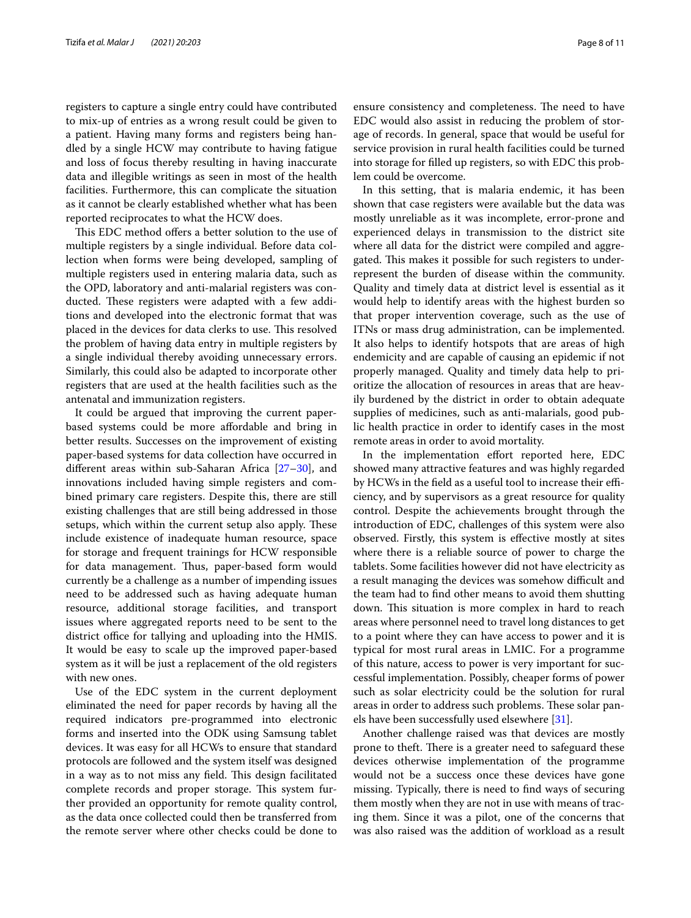registers to capture a single entry could have contributed to mix-up of entries as a wrong result could be given to a patient. Having many forms and registers being handled by a single HCW may contribute to having fatigue and loss of focus thereby resulting in having inaccurate data and illegible writings as seen in most of the health facilities. Furthermore, this can complicate the situation as it cannot be clearly established whether what has been reported reciprocates to what the HCW does.

This EDC method offers a better solution to the use of multiple registers by a single individual. Before data collection when forms were being developed, sampling of multiple registers used in entering malaria data, such as the OPD, laboratory and anti-malarial registers was conducted. These registers were adapted with a few additions and developed into the electronic format that was placed in the devices for data clerks to use. This resolved the problem of having data entry in multiple registers by a single individual thereby avoiding unnecessary errors. Similarly, this could also be adapted to incorporate other registers that are used at the health facilities such as the antenatal and immunization registers.

It could be argued that improving the current paper-based systems could be more affordable and bring in better results. Successes on the improvement of existing paper-based systems for data collection have occurred in different areas within sub-Saharan Africa [27–30], and innovations included having simple registers and combined primary care registers. Despite this, there are still existing challenges that are still being addressed in those setups, which within the current setup also apply. These include existence of inadequate human resource, space for storage and frequent trainings for HCW responsible for data management. Thus, paper-based form would currently be a challenge as a number of impending issues need to be addressed such as having adequate human resource, additional storage facilities, and transport issues where aggregated reports need to be sent to the district office for tallying and uploading into the HMIS. It would be easy to scale up the improved paper-based system as it will be just a replacement of the old registers with new ones.

Use of the EDC system in the current deployment eliminated the need for paper records by having all the required indicators pre-programmed into electronic forms and inserted into the ODK using Samsung tablet devices. It was easy for all HCWs to ensure that standard protocols are followed and the system itself was designed in a way as to not miss any field. This design facilitated complete records and proper storage. This system further provided an opportunity for remote quality control, as the data once collected could then be transferred from the remote server where other checks could be done to ensure consistency and completeness. The need to have EDC would also assist in reducing the problem of storage of records. In general, space that would be useful for service provision in rural health facilities could be turned into storage for filled up registers, so with EDC this problem could be overcome.

In this setting, that is malaria endemic, it has been shown that case registers were available but the data was mostly unreliable as it was incomplete, error-prone and experienced delays in transmission to the district site where all data for the district were compiled and aggregated. This makes it possible for such registers to under-represent the burden of disease within the community. Quality and timely data at district level is essential as it would help to identify areas with the highest burden so that proper intervention coverage, such as the use of ITNs or mass drug administration, can be implemented. It also helps to identify hotspots that are areas of high endemicity and are capable of causing an epidemic if not properly managed. Quality and timely data help to prioritize the allocation of resources in areas that are heavily burdened by the district in order to obtain adequate supplies of medicines, such as anti-malarials, good public health practice in order to identify cases in the most remote areas in order to avoid mortality.

In the implementation effort reported here, EDC showed many attractive features and was highly regarded by HCWs in the field as a useful tool to increase their efficiency, and by supervisors as a great resource for quality control. Despite the achievements brought through the introduction of EDC, challenges of this system were also observed. Firstly, this system is effective mostly at sites where there is a reliable source of power to charge the tablets. Some facilities however did not have electricity as a result managing the devices was somehow difficult and the team had to find other means to avoid them shutting down. This situation is more complex in hard to reach areas where personnel need to travel long distances to get to a point where they can have access to power and it is typical for most rural areas in LMIC. For a programme of this nature, access to power is very important for successful implementation. Possibly, cheaper forms of power such as solar electricity could be the solution for rural areas in order to address such problems. These solar panels have been successfully used elsewhere [31].

Another challenge raised was that devices are mostly prone to theft. There is a greater need to safeguard these devices otherwise implementation of the programme would not be a success once these devices have gone missing. Typically, there is need to find ways of securing them mostly when they are not in use with means of tracing them. Since it was a pilot, one of the concerns that was also raised was the addition of workload as a result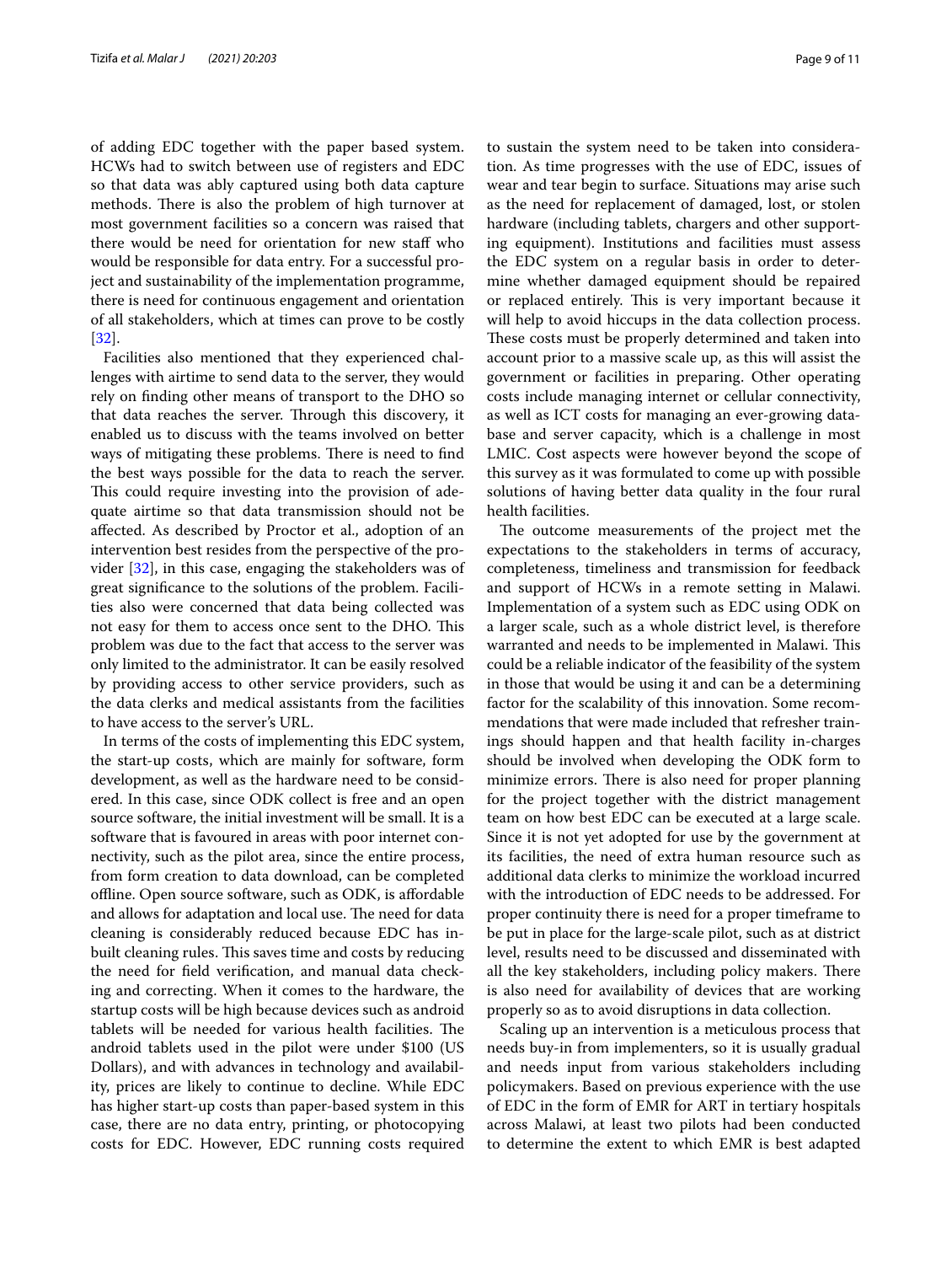of adding EDC together with the paper based system. HCWs had to switch between use of registers and EDC so that data was ably captured using both data capture methods. There is also the problem of high turnover at most government facilities so a concern was raised that there would be need for orientation for new staff who would be responsible for data entry. For a successful project and sustainability of the implementation programme, there is need for continuous engagement and orientation of all stakeholders, which at times can prove to be costly [32].

Facilities also mentioned that they experienced challenges with airtime to send data to the server, they would rely on finding other means of transport to the DHO so that data reaches the server. Through this discovery, it enabled us to discuss with the teams involved on better ways of mitigating these problems. There is need to find the best ways possible for the data to reach the server. This could require investing into the provision of adequate airtime so that data transmission should not be affected. As described by Proctor et al., adoption of an intervention best resides from the perspective of the provider [32], in this case, engaging the stakeholders was of great significance to the solutions of the problem. Facilities also were concerned that data being collected was not easy for them to access once sent to the DHO. This problem was due to the fact that access to the server was only limited to the administrator. It can be easily resolved by providing access to other service providers, such as the data clerks and medical assistants from the facilities to have access to the server's URL.

In terms of the costs of implementing this EDC system, the start-up costs, which are mainly for software, form development, as well as the hardware need to be considered. In this case, since ODK collect is free and an open source software, the initial investment will be small. It is a software that is favoured in areas with poor internet connectivity, such as the pilot area, since the entire process, from form creation to data download, can be completed offline. Open source software, such as ODK, is affordable and allows for adaptation and local use. The need for data cleaning is considerably reduced because EDC has in-built cleaning rules. This saves time and costs by reducing the need for field verification, and manual data checking and correcting. When it comes to the hardware, the startup costs will be high because devices such as android tablets will be needed for various health facilities. The android tablets used in the pilot were under $100 (US Dollars), and with advances in technology and availability, prices are likely to continue to decline. While EDC has higher start-up costs than paper-based system in this case, there are no data entry, printing, or photocopying costs for EDC. However, EDC running costs required to sustain the system need to be taken into consideration. As time progresses with the use of EDC, issues of wear and tear begin to surface. Situations may arise such as the need for replacement of damaged, lost, or stolen hardware (including tablets, chargers and other supporting equipment). Institutions and facilities must assess the EDC system on a regular basis in order to determine whether damaged equipment should be repaired or replaced entirely. This is very important because it will help to avoid hiccups in the data collection process. These costs must be properly determined and taken into account prior to a massive scale up, as this will assist the government or facilities in preparing. Other operating costs include managing internet or cellular connectivity, as well as ICT costs for managing an ever-growing database and server capacity, which is a challenge in most LMIC. Cost aspects were however beyond the scope of this survey as it was formulated to come up with possible solutions of having better data quality in the four rural health facilities.

The outcome measurements of the project met the expectations to the stakeholders in terms of accuracy, completeness, timeliness and transmission for feedback and support of HCWs in a remote setting in Malawi. Implementation of a system such as EDC using ODK on a larger scale, such as a whole district level, is therefore warranted and needs to be implemented in Malawi. This could be a reliable indicator of the feasibility of the system in those that would be using it and can be a determining factor for the scalability of this innovation. Some recommendations that were made included that refresher trainings should happen and that health facility in-charges should be involved when developing the ODK form to minimize errors. There is also need for proper planning for the project together with the district management team on how best EDC can be executed at a large scale. Since it is not yet adopted for use by the government at its facilities, the need of extra human resource such as additional data clerks to minimize the workload incurred with the introduction of EDC needs to be addressed. For proper continuity there is need for a proper timeframe to be put in place for the large-scale pilot, such as at district level, results need to be discussed and disseminated with all the key stakeholders, including policy makers. There is also need for availability of devices that are working properly so as to avoid disruptions in data collection.

Scaling up an intervention is a meticulous process that needs buy-in from implementers, so it is usually gradual and needs input from various stakeholders including policymakers. Based on previous experience with the use of EDC in the form of EMR for ART in tertiary hospitals across Malawi, at least two pilots had been conducted to determine the extent to which EMR is best adapted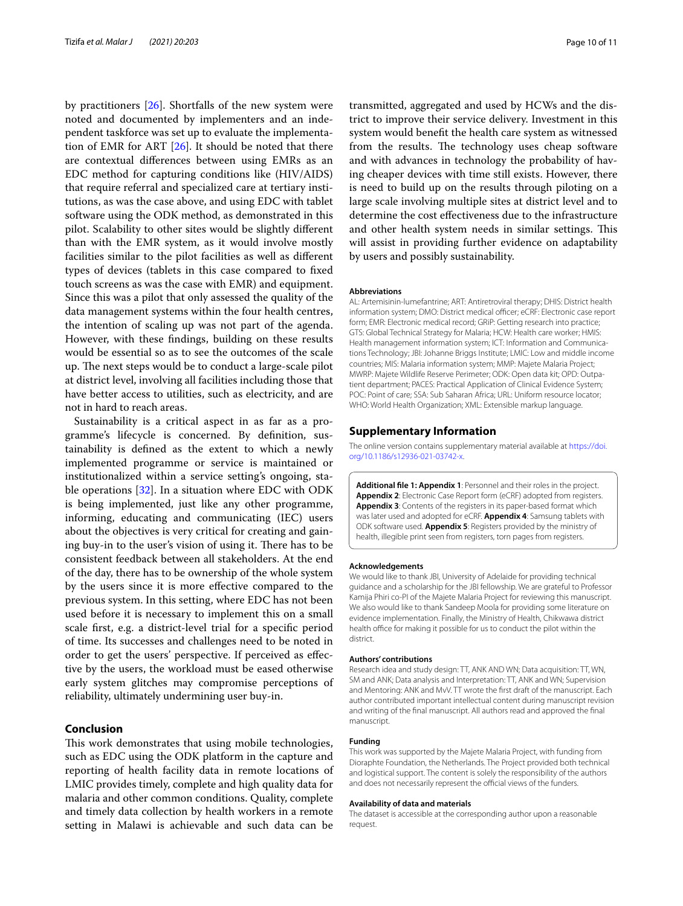by practitioners [26]. Shortfalls of the new system were noted and documented by implementers and an independent taskforce was set up to evaluate the implementation of EMR for ART [26]. It should be noted that there are contextual differences between using EMRs as an EDC method for capturing conditions like (HIV/AIDS) that require referral and specialized care at tertiary institutions, as was the case above, and using EDC with tablet software using the ODK method, as demonstrated in this pilot. Scalability to other sites would be slightly different than with the EMR system, as it would involve mostly facilities similar to the pilot facilities as well as different types of devices (tablets in this case compared to fixed touch screens as was the case with EMR) and equipment. Since this was a pilot that only assessed the quality of the data management systems within the four health centres, the intention of scaling up was not part of the agenda. However, with these findings, building on these results would be essential so as to see the outcomes of the scale up. The next steps would be to conduct a large-scale pilot at district level, involving all facilities including those that have better access to utilities, such as electricity, and are not in hard to reach areas.

Sustainability is a critical aspect in as far as a programme's lifecycle is concerned. By definition, sustainability is defined as the extent to which a newly implemented programme or service is maintained or institutionalized within a service setting's ongoing, stable operations [32]. In a situation where EDC with ODK is being implemented, just like any other programme, informing, educating and communicating (IEC) users about the objectives is very critical for creating and gaining buy-in to the user's vision of using it. There has to be consistent feedback between all stakeholders. At the end of the day, there has to be ownership of the whole system by the users since it is more effective compared to the previous system. In this setting, where EDC has not been used before it is necessary to implement this on a small scale first, e.g. a district-level trial for a specific period of time. Its successes and challenges need to be noted in order to get the users' perspective. If perceived as effective by the users, the workload must be eased otherwise early system glitches may compromise perceptions of reliability, ultimately undermining user buy-in.

## Conclusion

This work demonstrates that using mobile technologies, such as EDC using the ODK platform in the capture and reporting of health facility data in remote locations of LMIC provides timely, complete and high quality data for malaria and other common conditions. Quality, complete and timely data collection by health workers in a remote setting in Malawi is achievable and such data can be transmitted, aggregated and used by HCWs and the district to improve their service delivery. Investment in this system would benefit the health care system as witnessed from the results. The technology uses cheap software and with advances in technology the probability of having cheaper devices with time still exists. However, there is need to build up on the results through piloting on a large scale involving multiple sites at district level and to determine the cost effectiveness due to the infrastructure and other health system needs in similar settings. This will assist in providing further evidence on adaptability by users and possibly sustainability.

#### Abbreviations

AL: Artemisinin-lumefantrine; ART: Antiretroviral therapy; DHIS: District health information system; DMO: District medical officer; eCRF: Electronic case report form; EMR: Electronic medical record; GRiP: Getting research into practice; GTS: Global Technical Strategy for Malaria; HCW: Health care worker; HMIS: Health management information system; ICT: Information and Communications Technology; JBI: Johanne Briggs Institute; LMIC: Low and middle income countries; MIS: Malaria information system; MMP: Majete Malaria Project; MWRP: Majete Wildlife Reserve Perimeter; ODK: Open data kit; OPD: Outpatient department; PACES: Practical Application of Clinical Evidence System; POC: Point of care; SSA: Sub Saharan Africa; URL: Uniform resource locator; WHO: World Health Organization; XML: Extensible markup language.

## Supplementary Information

The online version contains supplementary material available at https://doi.org/10.1186/s12936-021-03742-x.

**Additional file 1: Appendix 1**: Personnel and their roles in the project. **Appendix 2**: Electronic Case Report form (eCRF) adopted from registers. **Appendix 3**: Contents of the registers in its paper-based format which was later used and adopted for eCRF. **Appendix 4**: Samsung tablets with ODK software used. **Appendix 5**: Registers provided by the ministry of health, illegible print seen from registers, torn pages from registers.

#### Acknowledgements

We would like to thank JBI, University of Adelaide for providing technical guidance and a scholarship for the JBI fellowship. We are grateful to Professor Kamija Phiri co-PI of the Majete Malaria Project for reviewing this manuscript. We also would like to thank Sandeep Moola for providing some literature on evidence implementation. Finally, the Ministry of Health, Chikwawa district health office for making it possible for us to conduct the pilot within the district.

#### Authors' contributions

Research idea and study design: TT, ANK AND WN; Data acquisition: TT, WN, SM and ANK; Data analysis and Interpretation: TT, ANK and WN; Supervision and Mentoring: ANK and MvV. TT wrote the first draft of the manuscript. Each author contributed important intellectual content during manuscript revision and writing of the final manuscript. All authors read and approved the final manuscript.

#### Funding

This work was supported by the Majete Malaria Project, with funding from Dioraphte Foundation, the Netherlands. The Project provided both technical and logistical support. The content is solely the responsibility of the authors and does not necessarily represent the official views of the funders.

#### Availability of data and materials

The dataset is accessible at the corresponding author upon a reasonable request.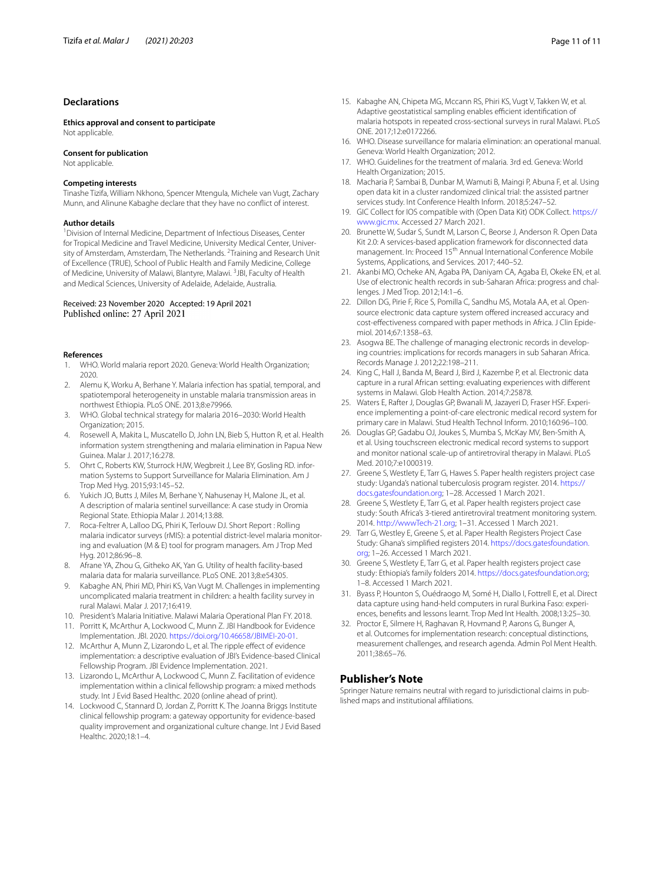## Declarations

### Ethics approval and consent to participate
Not applicable.

### Consent for publication
Not applicable.

### Competing interests
Tinashe Tizifa, William Nkhono, Spencer Mtengula, Michele van Vugt, Zachary Munn, and Alinune Kabaghe declare that they have no conflict of interest.

### Author details
[1]Division of Internal Medicine, Department of Infectious Diseases, Center for Tropical Medicine and Travel Medicine, University Medical Center, University of Amsterdam, Amsterdam, The Netherlands. [2]Training and Research Unit of Excellence (TRUE), School of Public Health and Family Medicine, College of Medicine, University of Malawi, Blantyre, Malawi. [3]JBI, Faculty of Health and Medical Sciences, University of Adelaide, Adelaide, Australia.

Received: 23 November 2020 Accepted: 19 April 2021
Published online: 27 April 2021

### References
1. WHO. World malaria report 2020. Geneva: World Health Organization; 2020.
2. Alemu K, Worku A, Berhane Y. Malaria infection has spatial, temporal, and spatiotemporal heterogeneity in unstable malaria transmission areas in northwest Ethiopia. PLoS ONE. 2013;8:e79966.
3. WHO. Global technical strategy for malaria 2016–2030: World Health Organization; 2015.
4. Rosewell A, Makita L, Muscatello D, John LN, Bieb S, Hutton R, et al. Health information system strengthening and malaria elimination in Papua New Guinea. Malar J. 2017;16:278.
5. Ohrt C, Roberts KW, Sturrock HJW, Wegbreit J, Lee BY, Gosling RD. information Systems to Support Surveillance for Malaria Elimination. Am J Trop Med Hyg. 2015;93:145–52.
6. Yukich JO, Butts J, Miles M, Berhane Y, Nahusenay H, Malone JL, et al. A description of malaria sentinel surveillance: A case study in Oromia Regional State. Ethiopia Malar J. 2014;13:88.
7. Roca-Feltrer A, Lalloo DG, Phiri K, Terlouw DJ. Short Report : Rolling malaria indicator surveys (rMIS): a potential district-level malaria monitoring and evaluation (M & E) tool for program managers. Am J Trop Med Hyg. 2012;86:96–8.
8. Afrane YA, Zhou G, Githeko AK, Yan G. Utility of health facility-based malaria data for malaria surveillance. PLoS ONE. 2013;8:e54305.
9. Kabaghe AN, Phiri MD, Phiri KS, Van Vugt M. Challenges in implementing uncomplicated malaria treatment in children: a health facility survey in rural Malawi. Malar J. 2017;16:419.
10. President's Malaria Initiative. Malawi Malaria Operational Plan FY. 2018.
11. Porritt K, McArthur A, Lockwood C, Munn Z. JBI Handbook for Evidence Implementation. JBI. 2020. https://doi.org/10.46658/JBIMEI-20-01.
12. McArthur A, Munn Z, Lizarondo L, et al. The ripple effect of evidence implementation: a descriptive evaluation of JBI's Evidence-based Clinical Fellowship Program. JBI Evidence Implementation. 2021.
13. Lizarondo L, McArthur A, Lockwood C, Munn Z. Facilitation of evidence implementation within a clinical fellowship program: a mixed methods study. Int J Evid Based Healthc. 2020 (online ahead of print).
14. Lockwood C, Stannard D, Jordan Z, Porritt K. The Joanna Briggs Institute clinical fellowship program: a gateway opportunity for evidence-based quality improvement and organizational culture change. Int J Evid Based Healthc. 2020;18:1–4.
15. Kabaghe AN, Chipeta MG, Mccann RS, Phiri KS, Vugt V, Takken W, et al. Adaptive geostatistical sampling enables efficient identification of malaria hotspots in repeated cross-sectional surveys in rural Malawi. PLoS ONE. 2017;12:e0172266.
16. WHO. Disease surveillance for malaria elimination: an operational manual. Geneva: World Health Organization; 2012.
17. WHO. Guidelines for the treatment of malaria. 3rd ed. Geneva: World Health Organization; 2015.
18. Macharia P, Sambai B, Dunbar M, Wamuti B, Maingi P, Abuna F, et al. Using open data kit in a cluster randomized clinical trial: the assisted partner services study. Int Conference Health Inform. 2018;5:247–52.
19. GIC Collect for IOS compatible with (Open Data Kit) ODK Collect. https://www.gic.mx. Accessed 27 March 2021.
20. Brunette W, Sudar S, Sundt M, Larson C, Beorse J, Anderson R. Open Data Kit 2.0: A services-based application framework for disconnected data management. In: Proceed 15th Annual International Conference Mobile Systems, Applications, and Services. 2017; 440–52.
21. Akanbi MO, Ocheke AN, Agaba PA, Daniyam CA, Agaba EI, Okeke EN, et al. Use of electronic health records in sub-Saharan Africa: progress and challenges. J Med Trop. 2012;14:1–6.
22. Dillon DG, Pirie F, Rice S, Pomilla C, Sandhu MS, Motala AA, et al. Open-source electronic data capture system offered increased accuracy and cost-effectiveness compared with paper methods in Africa. J Clin Epidemiol. 2014;67:1358–63.
23. Asogwa BE. The challenge of managing electronic records in developing countries: implications for records managers in sub Saharan Africa. Records Manage J. 2012;22:198–211.
24. King C, Hall J, Banda M, Beard J, Bird J, Kazembe P, et al. Electronic data capture in a rural African setting: evaluating experiences with different systems in Malawi. Glob Health Action. 2014;7:25878.
25. Waters E, Rafter J, Douglas GP, Bwanali M, Jazayeri D, Fraser HSF. Experience implementing a point-of-care electronic medical record system for primary care in Malawi. Stud Health Technol Inform. 2010;160:96–100.
26. Douglas GP, Gadabu OJ, Joukes S, Mumba S, McKay MV, Ben-Smith A, et al. Using touchscreen electronic medical record systems to support and monitor national scale-up of antiretroviral therapy in Malawi. PLoS Med. 2010;7:e1000319.
27. Greene S, Westley E, Tarr G, Hawes S. Paper health registers project case study: Uganda's national tuberculosis program register. 2014. https://docs.gatesfoundation.org; 1–28. Accessed 1 March 2021.
28. Greene S, Westley E, Tarr G, et al. Paper health registers project case study: South Africa's 3-tiered antiretroviral treatment monitoring system. 2014. http://wwwTech-21.org; 1–31. Accessed 1 March 2021.
29. Tarr G, Westley E, Greene S, et al. Paper Health Registers Project Case Study: Ghana's simplified registers 2014. https://docs.gatesfoundation.org; 1–26. Accessed 1 March 2021.
30. Greene S, Westley E, Tarr G, et al. Paper health registers project case study: Ethiopia's family folders 2014. https://docs.gatesfoundation.org; 1–8. Accessed 1 March 2021.
31. Byass P, Hounton S, Ouédraogo M, Somé H, Diallo I, Fottrell E, et al. Direct data capture using hand-held computers in rural Burkina Faso: experiences, benefits and lessons learnt. Trop Med Int Health. 2008;13:25–30.
32. Proctor E, Silmere H, Raghavan R, Hovmand P, Aarons G, Bunger A, et al. Outcomes for implementation research: conceptual distinctions, measurement challenges, and research agenda. Admin Pol Ment Health. 2011;38:65–76.

## Publisher's Note
Springer Nature remains neutral with regard to jurisdictional claims in published maps and institutional affiliations.